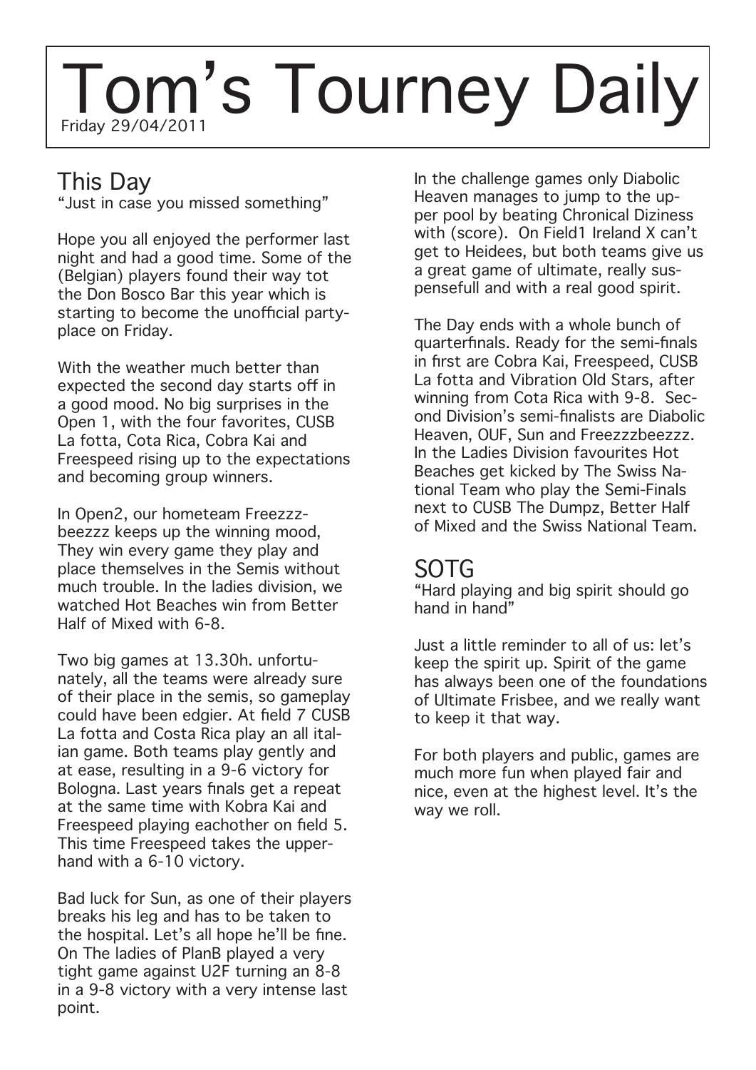# Tom's Tourney Daily

Friday 29/04/2011

## This Day

"Just in case you missed something"

Hope you all enjoyed the performer last night and had a good time. Some of the (Belgian) players found their way tot the Don Bosco Bar this year which is starting to become the unofficial party-place on Friday.

With the weather much better than expected the second day starts off in a good mood. No big surprises in the Open 1, with the four favorites, CUSB La fotta, Cota Rica, Cobra Kai and Freespeed rising up to the expectations and becoming group winners.

In Open2, our hometeam Freezzzbeezzz keeps up the winning mood, They win every game they play and place themselves in the Semis without much trouble. In the ladies division, we watched Hot Beaches win from Better Half of Mixed with 6-8.

Two big games at 13.30h. unfortunately, all the teams were already sure of their place in the semis, so gameplay could have been edgier. At field 7 CUSB La fotta and Costa Rica play an all italian game. Both teams play gently and at ease, resulting in a 9-6 victory for Bologna. Last years finals get a repeat at the same time with Kobra Kai and Freespeed playing eachother on field 5. This time Freespeed takes the upperhand with a 6-10 victory.

Bad luck for Sun, as one of their players breaks his leg and has to be taken to the hospital. Let's all hope he'll be fine. On The ladies of PlanB played a very tight game against U2F turning an 8-8 in a 9-8 victory with a very intense last point.

In the challenge games only Diabolic Heaven manages to jump to the upper pool by beating Chronical Diziness with (score). On Field1 Ireland X can't get to Heidees, but both teams give us a great game of ultimate, really suspensefull and with a real good spirit.

The Day ends with a whole bunch of quarterfinals. Ready for the semi-finals in first are Cobra Kai, Freespeed, CUSB La fotta and Vibration Old Stars, after winning from Cota Rica with 9-8. Second Division's semi-finalists are Diabolic Heaven, OUF, Sun and Freezzzbeezzz. In the Ladies Division favourites Hot Beaches get kicked by The Swiss National Team who play the Semi-Finals next to CUSB The Dumpz, Better Half of Mixed and the Swiss National Team.

## SOTG

"Hard playing and big spirit should go hand in hand"

Just a little reminder to all of us: let's keep the spirit up. Spirit of the game has always been one of the foundations of Ultimate Frisbee, and we really want to keep it that way.

For both players and public, games are much more fun when played fair and nice, even at the highest level. It's the way we roll.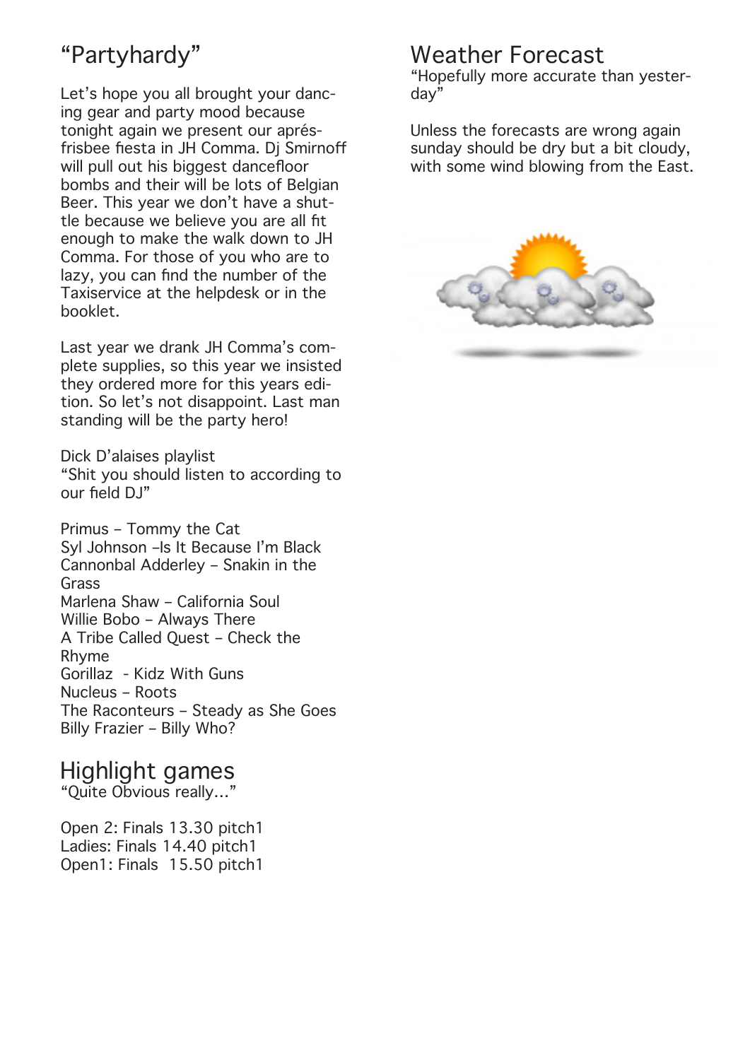## "Partyhardy"

Let's hope you all brought your dancing gear and party mood because tonight again we present our aprés-frisbee fiesta in JH Comma. Dj Smirnoff will pull out his biggest dancefloor bombs and their will be lots of Belgian Beer. This year we don't have a shuttle because we believe you are all fit enough to make the walk down to JH Comma. For those of you who are to lazy, you can find the number of the Taxiservice at the helpdesk or in the booklet.

Last year we drank JH Comma's complete supplies, so this year we insisted they ordered more for this years edition. So let's not disappoint. Last man standing will be the party hero!

Dick D'alaises playlist
"Shit you should listen to according to our field DJ"

Primus – Tommy the Cat
Syl Johnson –Is It Because I'm Black
Cannonbal Adderley – Snakin in the Grass
Marlena Shaw – California Soul
Willie Bobo – Always There
A Tribe Called Quest – Check the Rhyme
Gorillaz - Kidz With Guns
Nucleus – Roots
The Raconteurs – Steady as She Goes
Billy Frazier – Billy Who?

## Highlight games

"Quite Obvious really..."

Open 2: Finals 13.30 pitch1
Ladies: Finals 14.40 pitch1
Open1: Finals 15.50 pitch1

## Weather Forecast

"Hopefully more accurate than yesterday"

Unless the forecasts are wrong again sunday should be dry but a bit cloudy, with some wind blowing from the East.